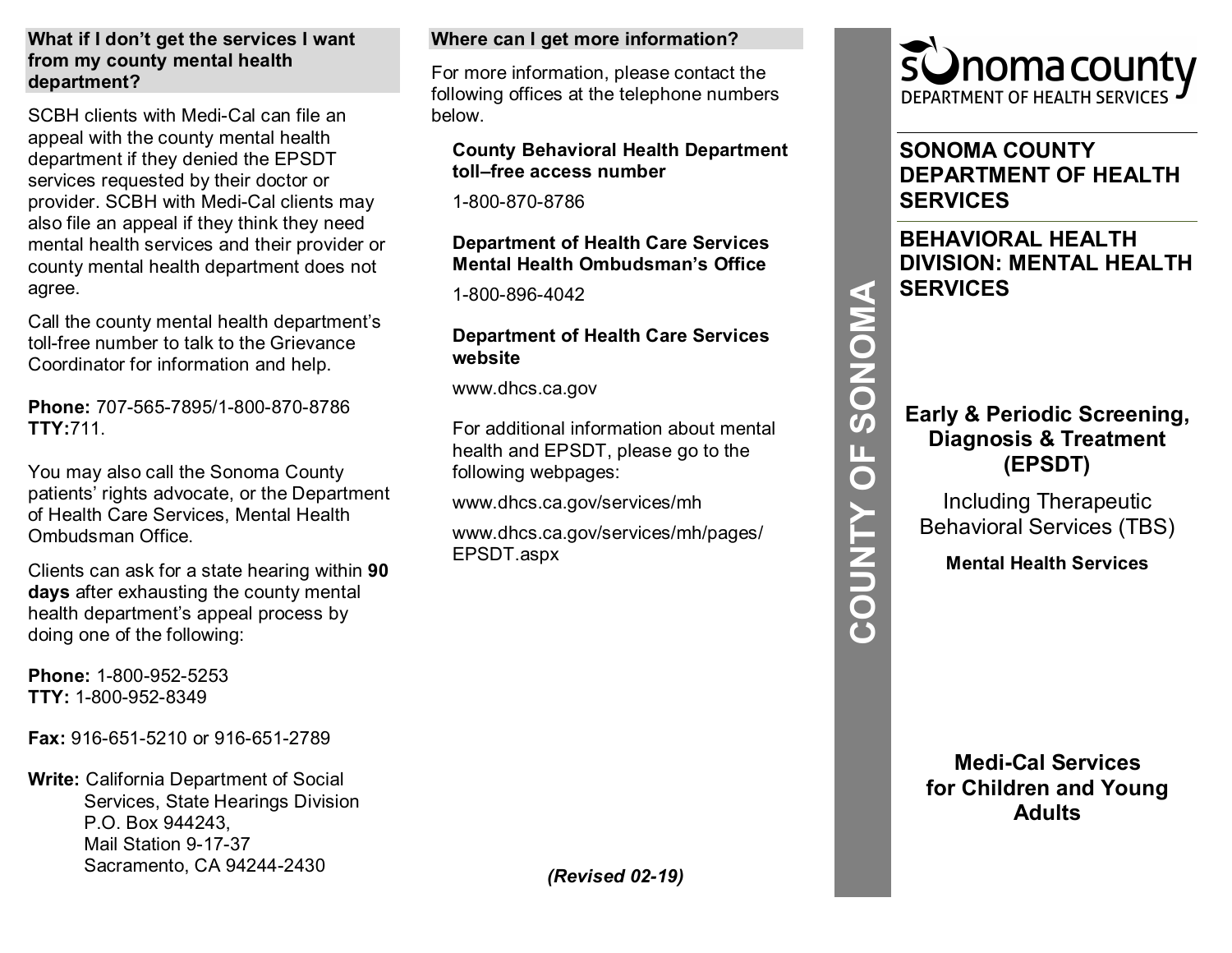## What if I don't get the services I want from my county mental health department?

SCBH clients with Medi-Cal can file an appeal with the county mental health department if they denied the EPSDT services requested by their doctor or provider. SCBH with Medi-Cal clients may also file an appeal if they think they need mental health services and their provider or county mental health department does not agree.

Call the county mental health department's toll-free number to talk to the Grievance Coordinator for information and help.

**Phone:** 707-565-7895/1-800-870-8786
**TTY:**711.

You may also call the Sonoma County patients' rights advocate, or the Department of Health Care Services, Mental Health Ombudsman Office.

Clients can ask for a state hearing within **90 days** after exhausting the county mental health department's appeal process by doing one of the following:

**Phone:** 1-800-952-5253
**TTY:** 1-800-952-8349

**Fax:** 916-651-5210 or 916-651-2789

**Write:** California Department of Social Services, State Hearings Division
P.O. Box 944243,
Mail Station 9-17-37
Sacramento, CA 94244-2430

## Where can I get more information?

For more information, please contact the following offices at the telephone numbers below.

**County Behavioral Health Department toll–free access number**

1-800-870-8786

**Department of Health Care Services Mental Health Ombudsman's Office**

1-800-896-4042

**Department of Health Care Services website**

www.dhcs.ca.gov

For additional information about mental health and EPSDT, please go to the following webpages:

www.dhcs.ca.gov/services/mh

www.dhcs.ca.gov/services/mh/pages/EPSDT.aspx

*(Revised 02-19)*

COUNTY OF SONOMA

sonoma county
DEPARTMENT OF HEALTH SERVICES

# SONOMA COUNTY DEPARTMENT OF HEALTH SERVICES

# BEHAVIORAL HEALTH DIVISION: MENTAL HEALTH SERVICES

## Early & Periodic Screening, Diagnosis & Treatment (EPSDT)

Including Therapeutic Behavioral Services (TBS)

**Mental Health Services**

**Medi-Cal Services for Children and Young Adults**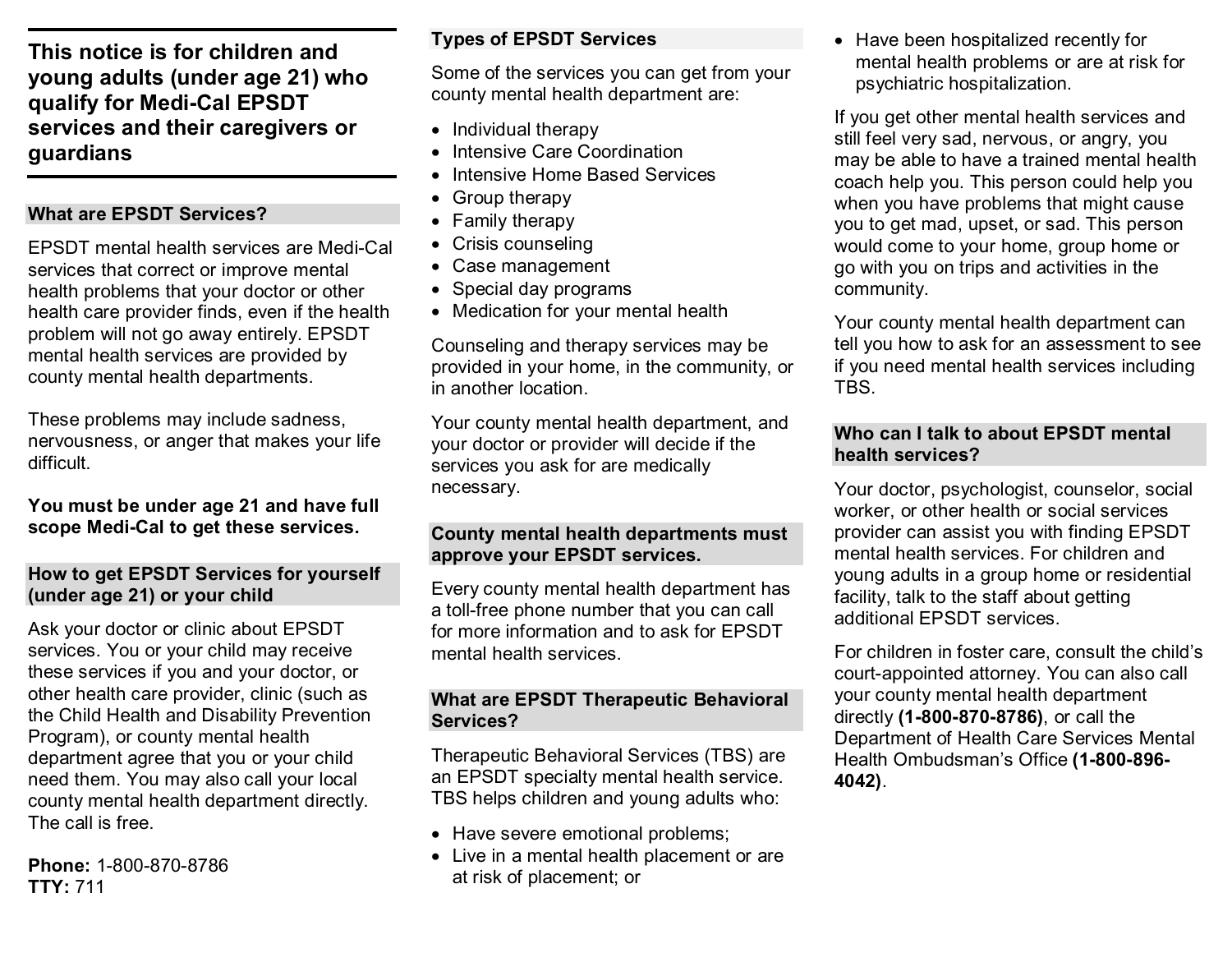**This notice is for children and young adults (under age 21) who qualify for Medi-Cal EPSDT services and their caregivers or guardians**

## What are EPSDT Services?

EPSDT mental health services are Medi-Cal services that correct or improve mental health problems that your doctor or other health care provider finds, even if the health problem will not go away entirely. EPSDT mental health services are provided by county mental health departments.

These problems may include sadness, nervousness, or anger that makes your life difficult.

**You must be under age 21 and have full scope Medi-Cal to get these services.**

## How to get EPSDT Services for yourself (under age 21) or your child

Ask your doctor or clinic about EPSDT services. You or your child may receive these services if you and your doctor, or other health care provider, clinic (such as the Child Health and Disability Prevention Program), or county mental health department agree that you or your child need them. You may also call your local county mental health department directly. The call is free.

**Phone:** 1-800-870-8786
**TTY:** 711

## Types of EPSDT Services

Some of the services you can get from your county mental health department are:

- Individual therapy
- Intensive Care Coordination
- Intensive Home Based Services
- Group therapy
- Family therapy
- Crisis counseling
- Case management
- Special day programs
- Medication for your mental health

Counseling and therapy services may be provided in your home, in the community, or in another location.

Your county mental health department, and your doctor or provider will decide if the services you ask for are medically necessary.

## County mental health departments must approve your EPSDT services.

Every county mental health department has a toll-free phone number that you can call for more information and to ask for EPSDT mental health services.

## What are EPSDT Therapeutic Behavioral Services?

Therapeutic Behavioral Services (TBS) are an EPSDT specialty mental health service. TBS helps children and young adults who:

- Have severe emotional problems;
- Live in a mental health placement or are at risk of placement; or
- Have been hospitalized recently for mental health problems or are at risk for psychiatric hospitalization.

If you get other mental health services and still feel very sad, nervous, or angry, you may be able to have a trained mental health coach help you. This person could help you when you have problems that might cause you to get mad, upset, or sad. This person would come to your home, group home or go with you on trips and activities in the community.

Your county mental health department can tell you how to ask for an assessment to see if you need mental health services including TBS.

## Who can I talk to about EPSDT mental health services?

Your doctor, psychologist, counselor, social worker, or other health or social services provider can assist you with finding EPSDT mental health services. For children and young adults in a group home or residential facility, talk to the staff about getting additional EPSDT services.

For children in foster care, consult the child's court-appointed attorney. You can also call your county mental health department directly **(1-800-870-8786)**, or call the Department of Health Care Services Mental Health Ombudsman's Office **(1-800-896-4042)**.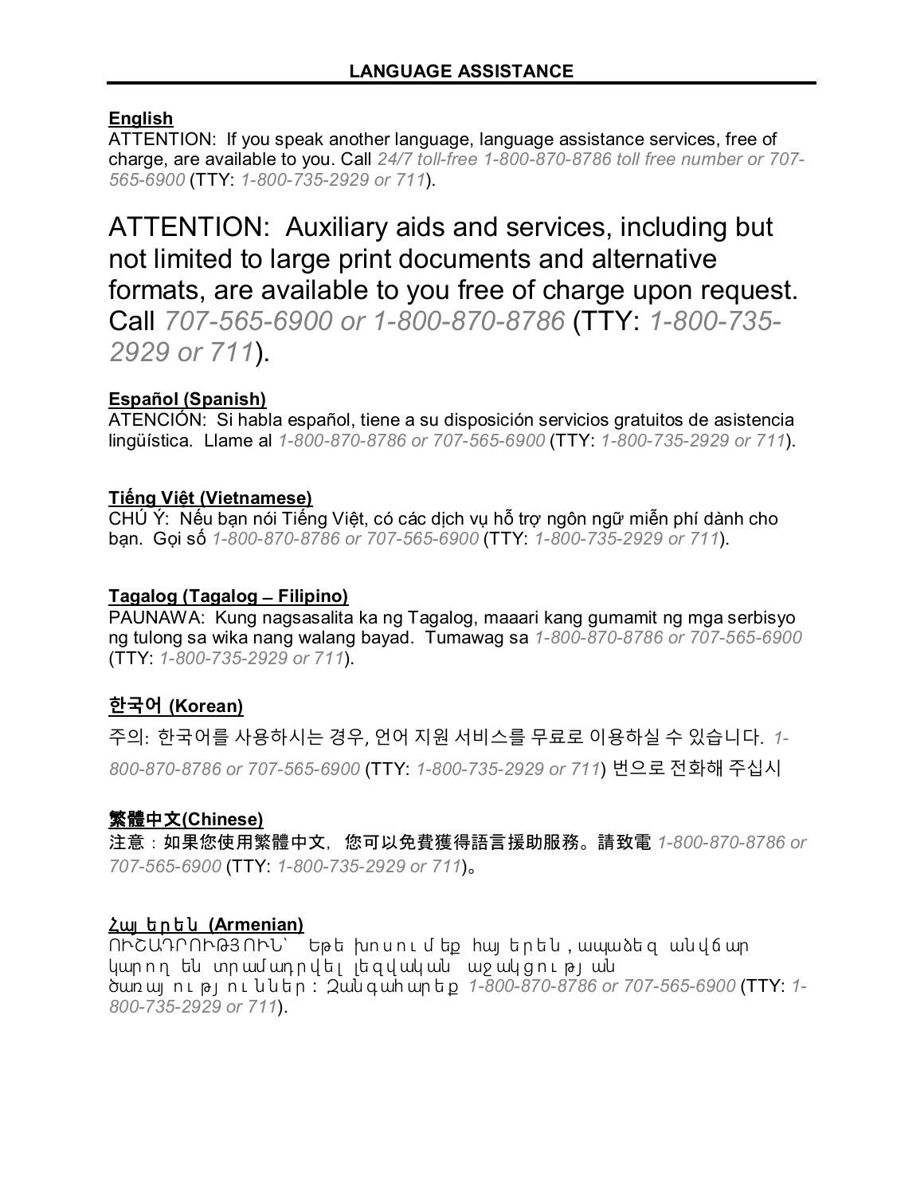## LANGUAGE ASSISTANCE

**English**
ATTENTION: If you speak another language, language assistance services, free of charge, are available to you. Call *24/7 toll-free 1-800-870-8786 toll free number or 707-565-6900* (TTY: *1-800-735-2929 or 711*).

ATTENTION: Auxiliary aids and services, including but not limited to large print documents and alternative formats, are available to you free of charge upon request. Call *707-565-6900 or 1-800-870-8786* (TTY: *1-800-735-2929 or 711*).

**Español (Spanish)**
ATENCIÓN: Si habla español, tiene a su disposición servicios gratuitos de asistencia lingüística. Llame al *1-800-870-8786 or 707-565-6900* (TTY: *1-800-735-2929 or 711*).

**Tiếng Việt (Vietnamese)**
CHÚ Ý: Nếu bạn nói Tiếng Việt, có các dịch vụ hỗ trợ ngôn ngữ miễn phí dành cho bạn. Gọi số *1-800-870-8786 or 707-565-6900* (TTY: *1-800-735-2929 or 711*).

**Tagalog (Tagalog – Filipino)**
PAUNAWA: Kung nagsasalita ka ng Tagalog, maaari kang gumamit ng mga serbisyo ng tulong sa wika nang walang bayad. Tumawag sa *1-800-870-8786 or 707-565-6900* (TTY: *1-800-735-2929 or 711*).

**한국어 (Korean)**
주의: 한국어를 사용하시는 경우, 언어 지원 서비스를 무료로 이용하실 수 있습니다. *1-800-870-8786 or 707-565-6900* (TTY: *1-800-735-2929 or 711*) 번으로 전화해 주십시

**繁體中文(Chinese)**
注意：如果您使用繁體中文，您可以免費獲得語言援助服務。請致電 *1-800-870-8786 or 707-565-6900* (TTY: *1-800-735-2929 or 711*)。

**Հայերեն (Armenian)**
ՈՒՇԱԴՐՈՒԹՅՈՒՆ՝ Եթե խոսում եք հայերեն, ապա ձեզ անվճար կարող են տրամադրվել լեզվական աջակցության ծառայություններ: Զանգահարեք *1-800-870-8786 or 707-565-6900* (TTY: *1-800-735-2929 or 711*).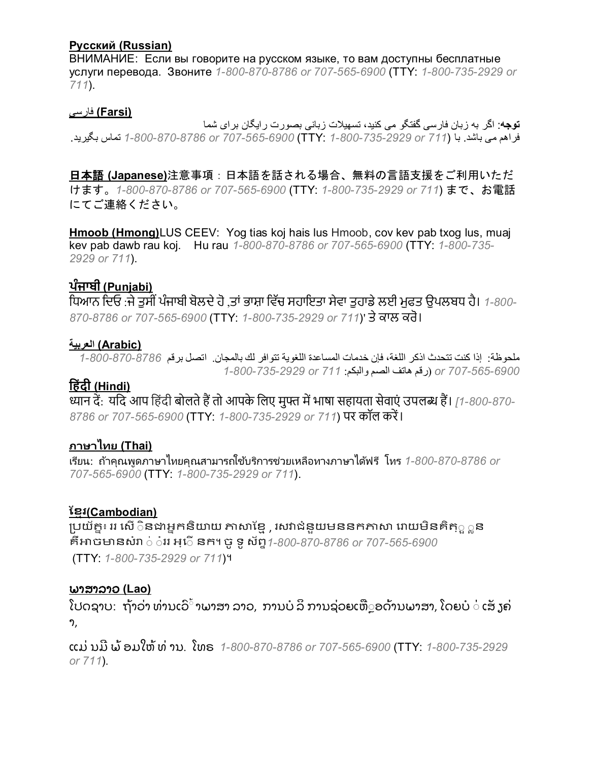**Русский (Russian)**
ВНИМАНИЕ: Если вы говорите на русском языке, то вам доступны бесплатные услуги перевода. Звоните *1-800-870-8786 or 707-565-6900* (TTY: *1-800-735-2929 or 711*).

**فارسی (Farsi)**
**توجه**: اگر به زبان فارسی گفتگو می کنید، تسهیلات زبانی بصورت رایگان برای شما فراهم می باشد. با (*1-800-870-8786 or 707-565-6900* (TTY: *1-800-735-2929 or 711*) تماس بگیرید.

**日本語 (Japanese)**注意事項：日本語を話される場合、無料の言語支援をご利用いただけます。*1-800-870-8786 or 707-565-6900* (TTY: *1-800-735-2929 or 711*) まで、お電話にてご連絡ください。

**Hmoob (Hmong)**LUS CEEV: Yog tias koj hais lus Hmoob, cov kev pab txog lus, muaj kev pab dawb rau koj. Hu rau *1-800-870-8786 or 707-565-6900* (TTY: *1-800-735-2929 or 711*).

**ਪੰਜਾਬੀ (Punjabi)**
ਧਿਆਨ ਦਿਓ :ਜੇ ਤੁਸੀਂ ਪੰਜਾਬੀ ਬੋਲਦੇ ਹੋ ,ਤਾਂ ਭਾਸ਼ਾ ਵਿੱਚ ਸਹਾਇਤਾ ਸੇਵਾ ਤੁਹਾਡੇ ਲਈ ਮੁਫਤ ਉਪਲਬਧ ਹੈ। *1-800-870-8786 or 707-565-6900* (TTY: *1-800-735-2929 or 711*)' ਤੇ ਕਾਲ ਕਰੋ।

**العربية (Arabic)**
ملحوظة: إذا كنت تتحدث اذكر اللغة، فإن خدمات المساعدة اللغوية تتوافر لك بالمجان. اتصل برقم *1-800-870-8786 or 707-565-6900* (رقم هاتف الصم والبكم: *1-800-735-2929 or 711*

**हिंदी (Hindi)**
ध्यान दें: यदि आप हिंदी बोलते हैं तो आपके लिए मुफ्त में भाषा सहायता सेवाएं उपलब्ध हैं। *[1-800-870-8786 or 707-565-6900* (TTY: *1-800-735-2929 or 711*) पर कॉल करें।

**ภาษาไทย (Thai)**
เรียน: ถ้าคุณพูดภาษาไทยคุณสามารถใช้บริการช่วยเหลือทางภาษาได้ฟรี โทร *1-800-870-8786 or 707-565-6900* (TTY: *1-800-735-2929 or 711*).

**ខ្មែរ(Cambodian)**
ប្រយ័ត្ន៖ ររ សើ ិនជាអ្នកនិយាយ ភាសាខ្មែ , រសវាជំនួយមននកភាសា រោយមិនគិត្ ួន គឺអាចមានសំរា ់ ំររ អ្េើ នក។ ចូ ទូ ស័ព្ទ*1-800-870-8786 or 707-565-6900* (TTY: *1-800-735-2929 or 711*)។

**ພາສາລາວ (Lao)**
ໂປດຊາບ: ຖ້າວ່າ ທ່ານເວົ້າພາສາ ລາວ, ການບໍ ລິ ການຊ່ວຍເຫຼືອດ້ານພາສາ, ໂດຍບໍ່ ເສັ ຽຄ່ າ,

ແມ່ ນມີ ພ້ ອມໃຫ້ ທ່ ານ. ໂທຣ *1-800-870-8786 or 707-565-6900* (TTY: *1-800-735-2929 or 711*).